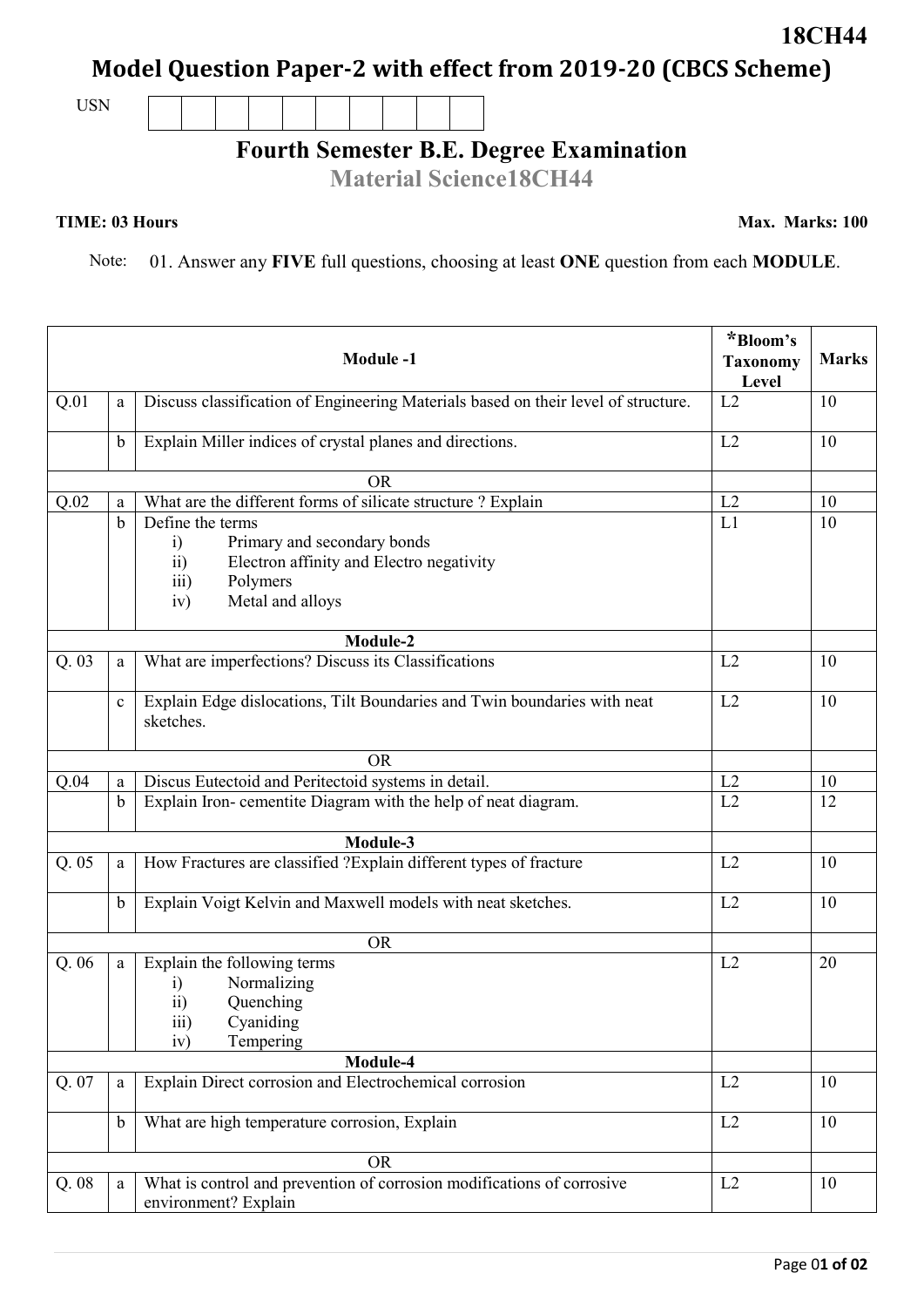**18CH44**

# Model Question Paper-2 with effect from 2019-20 (CBCS Scheme)

USN | | | | | | | | | | |

## Fourth Semester B.E. Degree Examination

### Material Science18CH44

**TIME: 03 Hours** **Max. Marks: 100**

Note: 01. Answer any **FIVE** full questions, choosing at least **ONE** question from each **MODULE**.

| | | **Module -1** | ***Bloom's Taxonomy Level** | **Marks** |
|---|---|---|---|---|
| Q.01 | a | Discuss classification of Engineering Materials based on their level of structure. | L2 | 10 |
| | b | Explain Miller indices of crystal planes and directions. | L2 | 10 |
| | | OR | | |
| Q.02 | a | What are the different forms of silicate structure ? Explain | L2 | 10 |
| | b | Define the terms<br>i) Primary and secondary bonds<br>ii) Electron affinity and Electro negativity<br>iii) Polymers<br>iv) Metal and alloys | L1 | 10 |
| | | **Module-2** | | |
| Q. 03 | a | What are imperfections? Discuss its Classifications | L2 | 10 |
| | c | Explain Edge dislocations, Tilt Boundaries and Twin boundaries with neat sketches. | L2 | 10 |
| | | OR | | |
| Q.04 | a | Discus Eutectoid and Peritectoid systems in detail. | L2 | 10 |
| | b | Explain Iron- cementite Diagram with the help of neat diagram. | L2 | 12 |
| | | **Module-3** | | |
| Q. 05 | a | How Fractures are classified ?Explain different types of fracture | L2 | 10 |
| | b | Explain Voigt Kelvin and Maxwell models with neat sketches. | L2 | 10 |
| | | OR | | |
| Q. 06 | a | Explain the following terms<br>i) Normalizing<br>ii) Quenching<br>iii) Cyaniding<br>iv) Tempering | L2 | 20 |
| | | **Module-4** | | |
| Q. 07 | a | Explain Direct corrosion and Electrochemical corrosion | L2 | 10 |
| | b | What are high temperature corrosion, Explain | L2 | 10 |
| | | OR | | |
| Q. 08 | a | What is control and prevention of corrosion modifications of corrosive environment? Explain | L2 | 10 |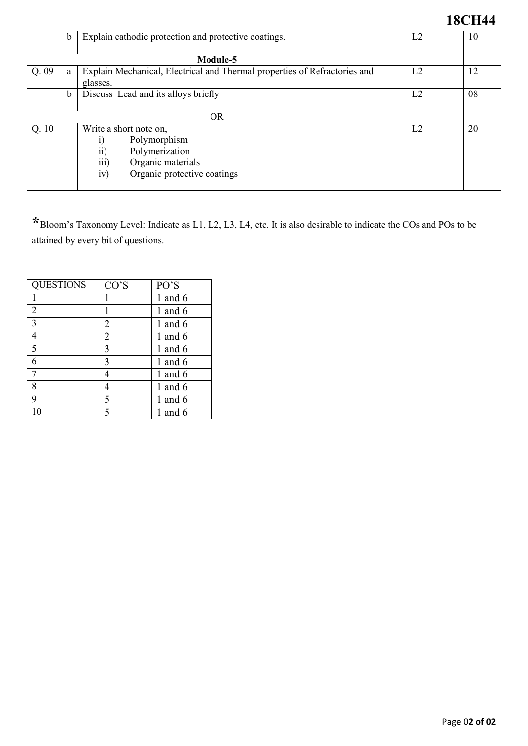| | | | | |
|---|---|---|---|---|
| | b | Explain cathodic protection and protective coatings. | L2 | 10 |
| **Module-5** | | | | |
| Q. 09 | a | Explain Mechanical, Electrical and Thermal properties of Refractories and glasses. | L2 | 12 |
| | b | Discuss Lead and its alloys briefly | L2 | 08 |
| OR | | | | |
| Q. 10 | | Write a short note on,<br>i) Polymorphism<br>ii) Polymerization<br>iii) Organic materials<br>iv) Organic protective coatings | L2 | 20 |

*Bloom's Taxonomy Level: Indicate as L1, L2, L3, L4, etc. It is also desirable to indicate the COs and POs to be attained by every bit of questions.

| QUESTIONS | CO'S | PO'S |
|---|---|---|
| 1 | 1 | 1 and 6 |
| 2 | 1 | 1 and 6 |
| 3 | 2 | 1 and 6 |
| 4 | 2 | 1 and 6 |
| 5 | 3 | 1 and 6 |
| 6 | 3 | 1 and 6 |
| 7 | 4 | 1 and 6 |
| 8 | 4 | 1 and 6 |
| 9 | 5 | 1 and 6 |
| 10 | 5 | 1 and 6 |